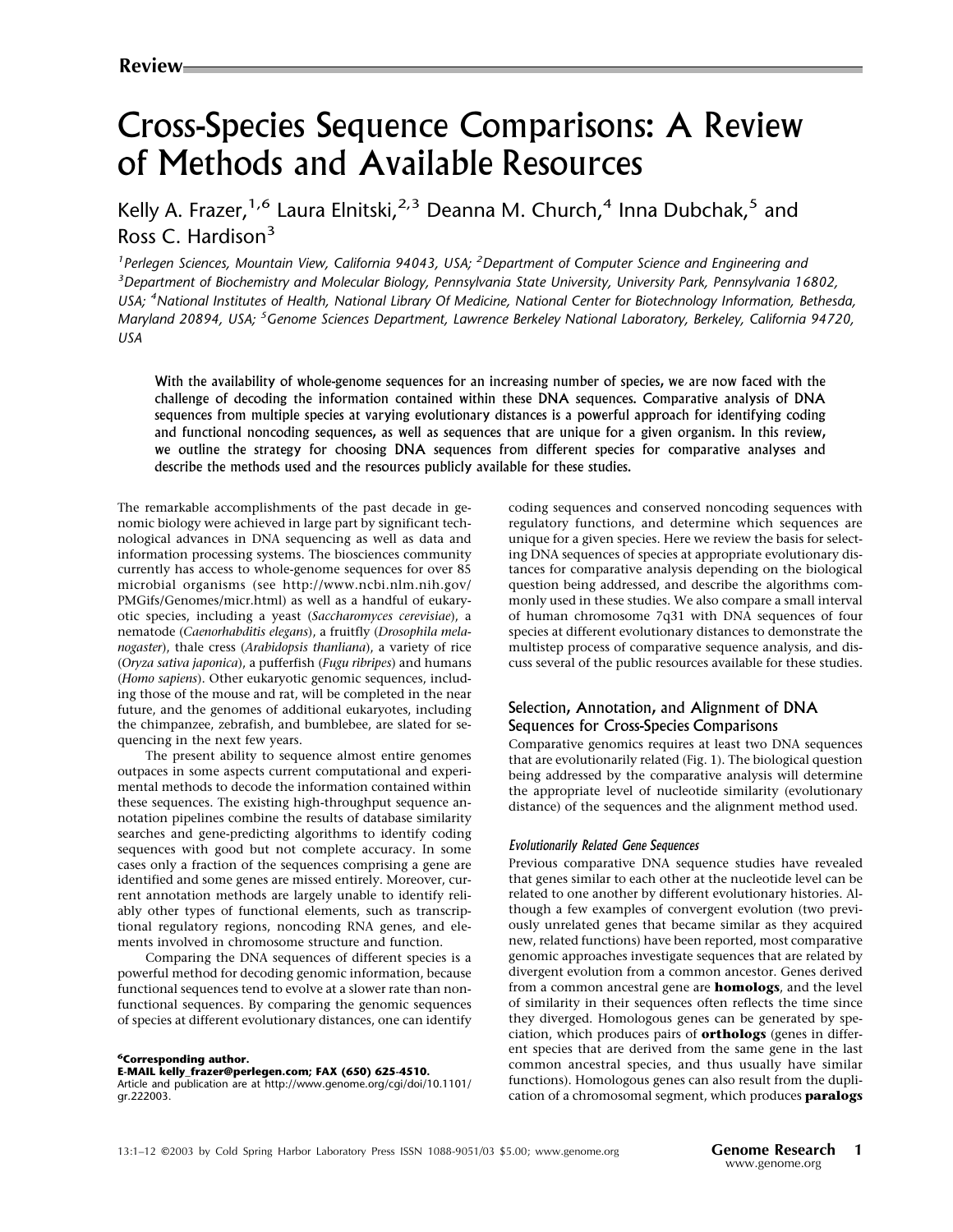Review

# Cross-Species Sequence Comparisons: A Review of Methods and Available Resources

Kelly A. Frazer,[1,6] Laura Elnitski,[2,3] Deanna M. Church,[4] Inna Dubchak,[5] and Ross C. Hardison[3]

[1]Perlegen Sciences, Mountain View, California 94043, USA; [2]Department of Computer Science and Engineering and [3]Department of Biochemistry and Molecular Biology, Pennsylvania State University, University Park, Pennsylvania 16802, USA; [4]National Institutes of Health, National Library Of Medicine, National Center for Biotechnology Information, Bethesda, Maryland 20894, USA; [5]Genome Sciences Department, Lawrence Berkeley National Laboratory, Berkeley, California 94720, USA

**With the availability of whole-genome sequences for an increasing number of species, we are now faced with the challenge of decoding the information contained within these DNA sequences. Comparative analysis of DNA sequences from multiple species at varying evolutionary distances is a powerful approach for identifying coding and functional noncoding sequences, as well as sequences that are unique for a given organism. In this review, we outline the strategy for choosing DNA sequences from different species for comparative analyses and describe the methods used and the resources publicly available for these studies.**

The remarkable accomplishments of the past decade in genomic biology were achieved in large part by significant technological advances in DNA sequencing as well as data and information processing systems. The biosciences community currently has access to whole-genome sequences for over 85 microbial organisms (see http://www.ncbi.nlm.nih.gov/PMGifs/Genomes/micr.html) as well as a handful of eukaryotic species, including a yeast (*Saccharomyces cerevisiae*), a nematode (*Caenorhabditis elegans*), a fruitfly (*Drosophila melanogaster*), thale cress (*Arabidopsis thanliana*), a variety of rice (*Oryza sativa japonica*), a pufferfish (*Fugu ribripes*) and humans (*Homo sapiens*). Other eukaryotic genomic sequences, including those of the mouse and rat, will be completed in the near future, and the genomes of additional eukaryotes, including the chimpanzee, zebrafish, and bumblebee, are slated for sequencing in the next few years.

The present ability to sequence almost entire genomes outpaces in some aspects current computational and experimental methods to decode the information contained within these sequences. The existing high-throughput sequence annotation pipelines combine the results of database similarity searches and gene-predicting algorithms to identify coding sequences with good but not complete accuracy. In some cases only a fraction of the sequences comprising a gene are identified and some genes are missed entirely. Moreover, current annotation methods are largely unable to identify reliably other types of functional elements, such as transcriptional regulatory regions, noncoding RNA genes, and elements involved in chromosome structure and function.

Comparing the DNA sequences of different species is a powerful method for decoding genomic information, because functional sequences tend to evolve at a slower rate than nonfunctional sequences. By comparing the genomic sequences of species at different evolutionary distances, one can identify coding sequences and conserved noncoding sequences with regulatory functions, and determine which sequences are unique for a given species. Here we review the basis for selecting DNA sequences of species at appropriate evolutionary distances for comparative analysis depending on the biological question being addressed, and describe the algorithms commonly used in these studies. We also compare a small interval of human chromosome 7q31 with DNA sequences of four species at different evolutionary distances to demonstrate the multistep process of comparative sequence analysis, and discuss several of the public resources available for these studies.

## Selection, Annotation, and Alignment of DNA Sequences for Cross-Species Comparisons

Comparative genomics requires at least two DNA sequences that are evolutionarily related (Fig. 1). The biological question being addressed by the comparative analysis will determine the appropriate level of nucleotide similarity (evolutionary distance) of the sequences and the alignment method used.

### *Evolutionarily Related Gene Sequences*

Previous comparative DNA sequence studies have revealed that genes similar to each other at the nucleotide level can be related to one another by different evolutionary histories. Although a few examples of convergent evolution (two previously unrelated genes that became similar as they acquired new, related functions) have been reported, most comparative genomic approaches investigate sequences that are related by divergent evolution from a common ancestor. Genes derived from a common ancestral gene are **homologs**, and the level of similarity in their sequences often reflects the time since they diverged. Homologous genes can be generated by speciation, which produces pairs of **orthologs** (genes in different species that are derived from the same gene in the last common ancestral species, and thus usually have similar functions). Homologous genes can also result from the duplication of a chromosomal segment, which produces **paralogs**

[6]**Corresponding author.**
**E-MAIL kelly_frazer@perlegen.com; FAX (650) 625-4510.**
Article and publication are at http://www.genome.org/cgi/doi/10.1101/gr.222003.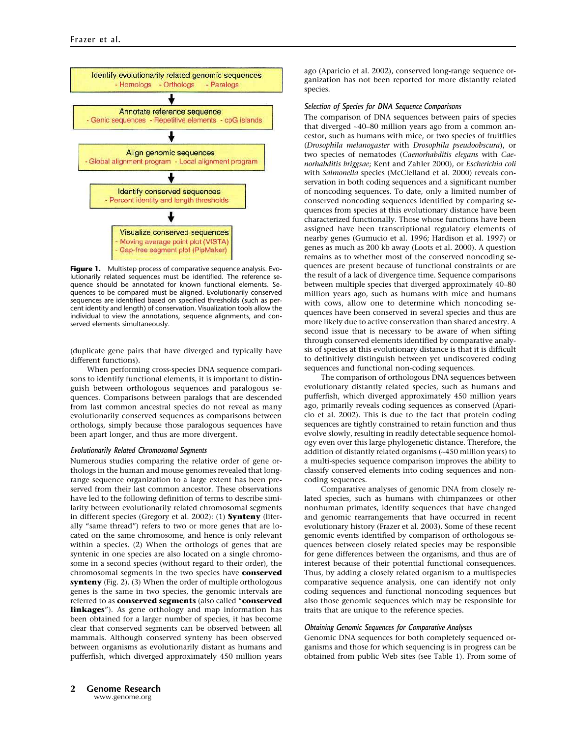Identify evolutionarily related genomic sequences
- Homologs - Orthologs - Paralogs

Annotate reference sequence
- Genic sequences - Repetitive elements - cpG islands

Align genomic sequences
- Global alignment program - Local alignment program

Identify conserved sequences
- Percent identity and length thresholds

Visualize conserved sequences
- Moving average point plot (VISTA)
- Gap-free segment plot (PipMaker)

**Figure 1.** Multistep process of comparative sequence analysis. Evolutionarily related sequences must be identified. The reference sequence should be annotated for known functional elements. Sequences to be compared must be aligned. Evolutionarily conserved sequences are identified based on specified thresholds (such as percent identity and length) of conservation. Visualization tools allow the individual to view the annotations, sequence alignments, and conserved elements simultaneously.

(duplicate gene pairs that have diverged and typically have different functions).

When performing cross-species DNA sequence comparisons to identify functional elements, it is important to distinguish between orthologous sequences and paralogous sequences. Comparisons between paralogs that are descended from last common ancestral species do not reveal as many evolutionarily conserved sequences as comparisons between orthologs, simply because those paralogous sequences have been apart longer, and thus are more divergent.

### *Evolutionarily Related Chromosomal Segments*

Numerous studies comparing the relative order of gene orthologs in the human and mouse genomes revealed that long-range sequence organization to a large extent has been preserved from their last common ancestor. These observations have led to the following definition of terms to describe similarity between evolutionarily related chromosomal segments in different species (Gregory et al. 2002): (1) **Synteny** (literally "same thread") refers to two or more genes that are located on the same chromosome, and hence is only relevant within a species. (2) When the orthologs of genes that are syntenic in one species are also located on a single chromosome in a second species (without regard to their order), the chromosomal segments in the two species have **conserved synteny** (Fig. 2). (3) When the order of multiple orthologous genes is the same in two species, the genomic intervals are referred to as **conserved segments** (also called "**conserved linkages**"). As gene orthology and map information has been obtained for a larger number of species, it has become clear that conserved segments can be observed between all mammals. Although conserved synteny has been observed between organisms as evolutionarily distant as humans and pufferfish, which diverged approximately 450 million years ago (Aparicio et al. 2002), conserved long-range sequence organization has not been reported for more distantly related species.

### *Selection of Species for DNA Sequence Comparisons*

The comparison of DNA sequences between pairs of species that diverged ~40–80 million years ago from a common ancestor, such as humans with mice, or two species of fruitflies (*Drosophila melanogaster* with *Drosophila pseudoobscura*), or two species of nematodes (*Caenorhabditis elegans* with *Caenorhabditis briggsae*; Kent and Zahler 2000), or *Escherichia coli* with *Salmonella* species (McClelland et al. 2000) reveals conservation in both coding sequences and a significant number of noncoding sequences. To date, only a limited number of conserved noncoding sequences identified by comparing sequences from species at this evolutionary distance have been characterized functionally. Those whose functions have been assigned have been transcriptional regulatory elements of nearby genes (Gumucio et al. 1996; Hardison et al. 1997) or genes as much as 200 kb away (Loots et al. 2000). A question remains as to whether most of the conserved noncoding sequences are present because of functional constraints or are the result of a lack of divergence time. Sequence comparisons between multiple species that diverged approximately 40–80 million years ago, such as humans with mice and humans with cows, allow one to determine which noncoding sequences have been conserved in several species and thus are more likely due to active conservation than shared ancestry. A second issue that is necessary to be aware of when sifting through conserved elements identified by comparative analysis of species at this evolutionary distance is that it is difficult to definitively distinguish between yet undiscovered coding sequences and functional non-coding sequences.

The comparison of orthologous DNA sequences between evolutionary distantly related species, such as humans and pufferfish, which diverged approximately 450 million years ago, primarily reveals coding sequences as conserved (Aparicio et al. 2002). This is due to the fact that protein coding sequences are tightly constrained to retain function and thus evolve slowly, resulting in readily detectable sequence homology even over this large phylogenetic distance. Therefore, the addition of distantly related organisms (~450 million years) to a multi-species sequence comparison improves the ability to classify conserved elements into coding sequences and noncoding sequences.

Comparative analyses of genomic DNA from closely related species, such as humans with chimpanzees or other nonhuman primates, identify sequences that have changed and genomic rearrangements that have occurred in recent evolutionary history (Frazer et al. 2003). Some of these recent genomic events identified by comparison of orthologous sequences between closely related species may be responsible for gene differences between the organisms, and thus are of interest because of their potential functional consequences. Thus, by adding a closely related organism to a multispecies comparative sequence analysis, one can identify not only coding sequences and functional noncoding sequences but also those genomic sequences which may be responsible for traits that are unique to the reference species.

### *Obtaining Genomic Sequences for Comparative Analyses*

Genomic DNA sequences for both completely sequenced organisms and those for which sequencing is in progress can be obtained from public Web sites (see Table 1). From some of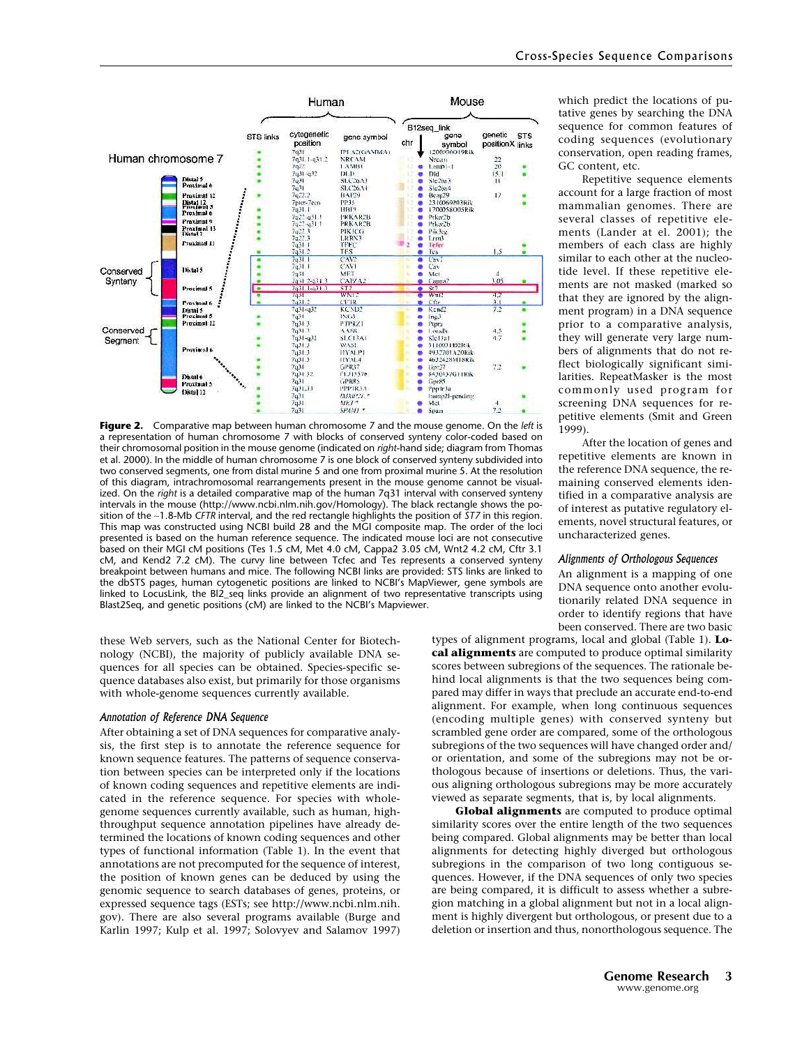Human

Mouse

STS links | cytogenetic position | gene symbol | B12seq_link | chr | gene symbol | genetic positionX | STS links

Human chromosome 7

Conserved Synteny

Conserved Segment

**Figure 2.** Comparative map between human chromosome 7 and the mouse genome. On the *left* is a representation of human chromosome 7 with blocks of conserved synteny color-coded based on their chromosomal position in the mouse genome (indicated on *right*-hand side; diagram from Thomas et al. 2000). In the middle of human chromosome 7 is one block of conserved synteny subdivided into two conserved segments, one from distal murine 5 and one from proximal murine 5. At the resolution of this diagram, intrachromosomal rearrangements present in the mouse genome cannot be visualized. On the *right* is a detailed comparative map of the human 7q31 interval with conserved synteny intervals in the mouse (http://www.ncbi.nlm.nih.gov/Homology). The black rectangle shows the position of the ~1.8-Mb *CFTR* interval, and the red rectangle highlights the position of *ST7* in this region. This map was constructed using NCBI build 28 and the MGI composite map. The order of the loci presented is based on the human reference sequence. The indicated mouse loci are not consecutive based on their MGI cM positions (Tes 1.5 cM, Met 4.0 cM, Cappa2 3.05 cM, Wnt2 4.2 cM, Cftr 3.1 cM, and Kcnd2 7.2 cM). The curvy line between Tcfec and Tes represents a conserved synteny breakpoint between humans and mice. The following NCBI links are provided: STS links are linked to the dbSTS pages, human cytogenetic positions are linked to NCBI's MapViewer, gene symbols are linked to LocusLink, the Bl2_seq links provide an alignment of two representative transcripts using Blast2Seq, and genetic positions (cM) are linked to the NCBI's Mapviewer.

these Web servers, such as the National Center for Biotechnology (NCBI), the majority of publicly available DNA sequences for all species can be obtained. Species-specific sequence databases also exist, but primarily for those organisms with whole-genome sequences currently available.

### *Annotation of Reference DNA Sequence*

After obtaining a set of DNA sequences for comparative analysis, the first step is to annotate the reference sequence for known sequence features. The patterns of sequence conservation between species can be interpreted only if the locations of known coding sequences and repetitive elements are indicated in the reference sequence. For species with whole-genome sequences currently available, such as human, high-throughput sequence annotation pipelines have already determined the locations of known coding sequences and other types of functional information (Table 1). In the event that annotations are not precomputed for the sequence of interest, the position of known genes can be deduced by using the genomic sequence to search databases of genes, proteins, or expressed sequence tags (ESTs; see http://www.ncbi.nlm.nih.gov). There are also several programs available (Burge and Karlin 1997; Kulp et al. 1997; Solovyev and Salamov 1997) which predict the locations of putative genes by searching the DNA sequence for common features of coding sequences (evolutionary conservation, open reading frames, GC content, etc.

Repetitive sequence elements account for a large fraction of most mammalian genomes. There are several classes of repetitive elements (Lander at el. 2001); the members of each class are highly similar to each other at the nucleotide level. If these repetitive elements are not masked (marked so that they are ignored by the alignment program) in a DNA sequence prior to a comparative analysis, they will generate very large numbers of alignments that do not reflect biologically significant similarities. RepeatMasker is the most commonly used program for screening DNA sequences for repetitive elements (Smit and Green 1999).

After the location of genes and repetitive elements are known in the reference DNA sequence, the remaining conserved elements identified in a comparative analysis are of interest as putative regulatory elements, novel structural features, or uncharacterized genes.

### *Alignments of Orthologous Sequences*

An alignment is a mapping of one DNA sequence onto another evolutionarily related DNA sequence in order to identify regions that have been conserved. There are two basic types of alignment programs, local and global (Table 1). **Local alignments** are computed to produce optimal similarity scores between subregions of the sequences. The rationale behind local alignments is that the two sequences being compared may differ in ways that preclude an accurate end-to-end alignment. For example, when long continuous sequences (encoding multiple genes) with conserved synteny but scrambled gene order are compared, some of the orthologous subregions of the two sequences will have changed order and/or orientation, and some of the subregions may not be orthologous because of insertions or deletions. Thus, the various aligning orthologous subregions may be more accurately viewed as separate segments, that is, by local alignments.

**Global alignments** are computed to produce optimal similarity scores over the entire length of the two sequences being compared. Global alignments may be better than local alignments for detecting highly diverged but orthologous subregions in the comparison of two long contiguous sequences. However, if the DNA sequences of only two species are being compared, it is difficult to assess whether a subregion matching in a global alignment but not in a local alignment is highly divergent but orthologous, or present due to a deletion or insertion and thus, nonorthologous sequence. The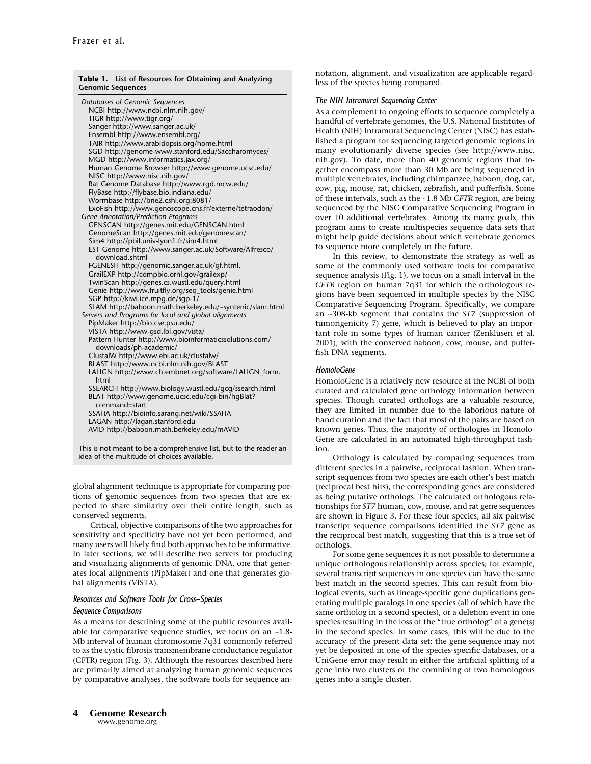**Table 1. List of Resources for Obtaining and Analyzing Genomic Sequences**

*Databases of Genomic Sequences*
- NCBI http://www.ncbi.nlm.nih.gov/
- TIGR http://www.tigr.org/
- Sanger http://www.sanger.ac.uk/
- Ensembl http://www.ensembl.org/
- TAIR http://www.arabidopsis.org/home.html
- SGD http://genome-www.stanford.edu/Saccharomyces/
- MGD http://www.informatics.jax.org/
- Human Genome Browser http://www.genome.ucsc.edu/
- NISC http://www.nisc.nih.gov/
- Rat Genome Database http://www.rgd.mcw.edu/
- FlyBase http://flybase.bio.indiana.edu/
- Wormbase http://brie2.cshl.org:8081/
- ExoFish http://www.genoscope.cns.fr/externe/tetraodon/

*Gene Annotation/Prediction Programs*
- GENSCAN http://genes.mit.edu/GENSCAN.html
- GenomeScan http://genes.mit.edu/genomescan/
- Sim4 http://pbil.univ-lyon1.fr/sim4.html
- EST Genome http://www.sanger.ac.uk/Software/Alfresco/download.shtml
- FGENESH http://genomic.sanger.ac.uk/gf.html.
- GrailEXP http://compbio.ornl.gov/grailexp/
- TwinScan http://genes.cs.wustl.edu/query.html
- Genie http://www.fruitfly.org/seq_tools/genie.html
- SGP http://kiwi.ice.mpg.de/sgp-1/
- SLAM http://baboon.math.berkeley.edu/~syntenic/slam.html

*Servers and Programs for local and global alignments*
- PipMaker http://bio.cse.psu.edu/
- VISTA http://www-gsd.lbl.gov/vista/
- Pattern Hunter http://www.bioinformaticssolutions.com/downloads/ph-academic/
- ClustalW http://www.ebi.ac.uk/clustalw/
- BLAST http://www.ncbi.nlm.nih.gov/BLAST
- LALIGN http://www.ch.embnet.org/software/LALIGN_form.html
- SSEARCH http://www.biology.wustl.edu/gcg/ssearch.html
- BLAT http://www.genome.ucsc.edu/cgi-bin/hgBlat?command=start
- SSAHA http://bioinfo.sarang.net/wiki/SSAHA
- LAGAN http://lagan.stanford.edu
- AVID http://baboon.math.berkeley.edu/mAVID

This is not meant to be a comprehensive list, but to the reader an idea of the multitude of choices available.

global alignment technique is appropriate for comparing portions of genomic sequences from two species that are expected to share similarity over their entire length, such as conserved segments.

Critical, objective comparisons of the two approaches for sensitivity and specificity have not yet been performed, and many users will likely find both approaches to be informative. In later sections, we will describe two servers for producing and visualizing alignments of genomic DNA, one that generates local alignments (PipMaker) and one that generates global alignments (VISTA).

### Resources and Software Tools for Cross–Species Sequence Comparisons

As a means for describing some of the public resources available for comparative sequence studies, we focus on an ~1.8-Mb interval of human chromosome 7q31 commonly referred to as the cystic fibrosis transmembrane conductance regulator (CFTR) region (Fig. 3). Although the resources described here are primarily aimed at analyzing human genomic sequences by comparative analyses, the software tools for sequence annotation, alignment, and visualization are applicable regardless of the species being compared.

### The NIH Intramural Sequencing Center

As a complement to ongoing efforts to sequence completely a handful of vertebrate genomes, the U.S. National Institutes of Health (NIH) Intramural Sequencing Center (NISC) has established a program for sequencing targeted genomic regions in many evolutionarily diverse species (see http://www.nisc.nih.gov). To date, more than 40 genomic regions that together encompass more than 30 Mb are being sequenced in multiple vertebrates, including chimpanzee, baboon, dog, cat, cow, pig, mouse, rat, chicken, zebrafish, and pufferfish. Some of these intervals, such as the ~1.8 Mb *CFTR* region, are being sequenced by the NISC Comparative Sequencing Program in over 10 additional vertebrates. Among its many goals, this program aims to create multispecies sequence data sets that might help guide decisions about which vertebrate genomes to sequence more completely in the future.

In this review, to demonstrate the strategy as well as some of the commonly used software tools for comparative sequence analysis (Fig. 1), we focus on a small interval in the *CFTR* region on human 7q31 for which the orthologous regions have been sequenced in multiple species by the NISC Comparative Sequencing Program. Specifically, we compare an ~308-kb segment that contains the *ST7* (suppression of tumorigenicity 7) gene, which is believed to play an important role in some types of human cancer (Zenklusen et al. 2001), with the conserved baboon, cow, mouse, and pufferfish DNA segments.

### HomoloGene

HomoloGene is a relatively new resource at the NCBI of both curated and calculated gene orthology information between species. Though curated orthologs are a valuable resource, they are limited in number due to the laborious nature of hand curation and the fact that most of the pairs are based on known genes. Thus, the majority of orthologies in HomoloGene are calculated in an automated high-throughput fashion.

Orthology is calculated by comparing sequences from different species in a pairwise, reciprocal fashion. When transcript sequences from two species are each other's best match (reciprocal best hits), the corresponding genes are considered as being putative orthologs. The calculated orthologous relationships for *ST7* human, cow, mouse, and rat gene sequences are shown in Figure 3. For these four species, all six pairwise transcript sequence comparisons identified the *ST7* gene as the reciprocal best match, suggesting that this is a true set of orthologs.

For some gene sequences it is not possible to determine a unique orthologous relationship across species; for example, several transcript sequences in one species can have the same best match in the second species. This can result from biological events, such as lineage-specific gene duplications generating multiple paralogs in one species (all of which have the same ortholog in a second species), or a deletion event in one species resulting in the loss of the "true ortholog" of a gene(s) in the second species. In some cases, this will be due to the accuracy of the present data set; the gene sequence may not yet be deposited in one of the species-specific databases, or a UniGene error may result in either the artificial splitting of a gene into two clusters or the combining of two homologous genes into a single cluster.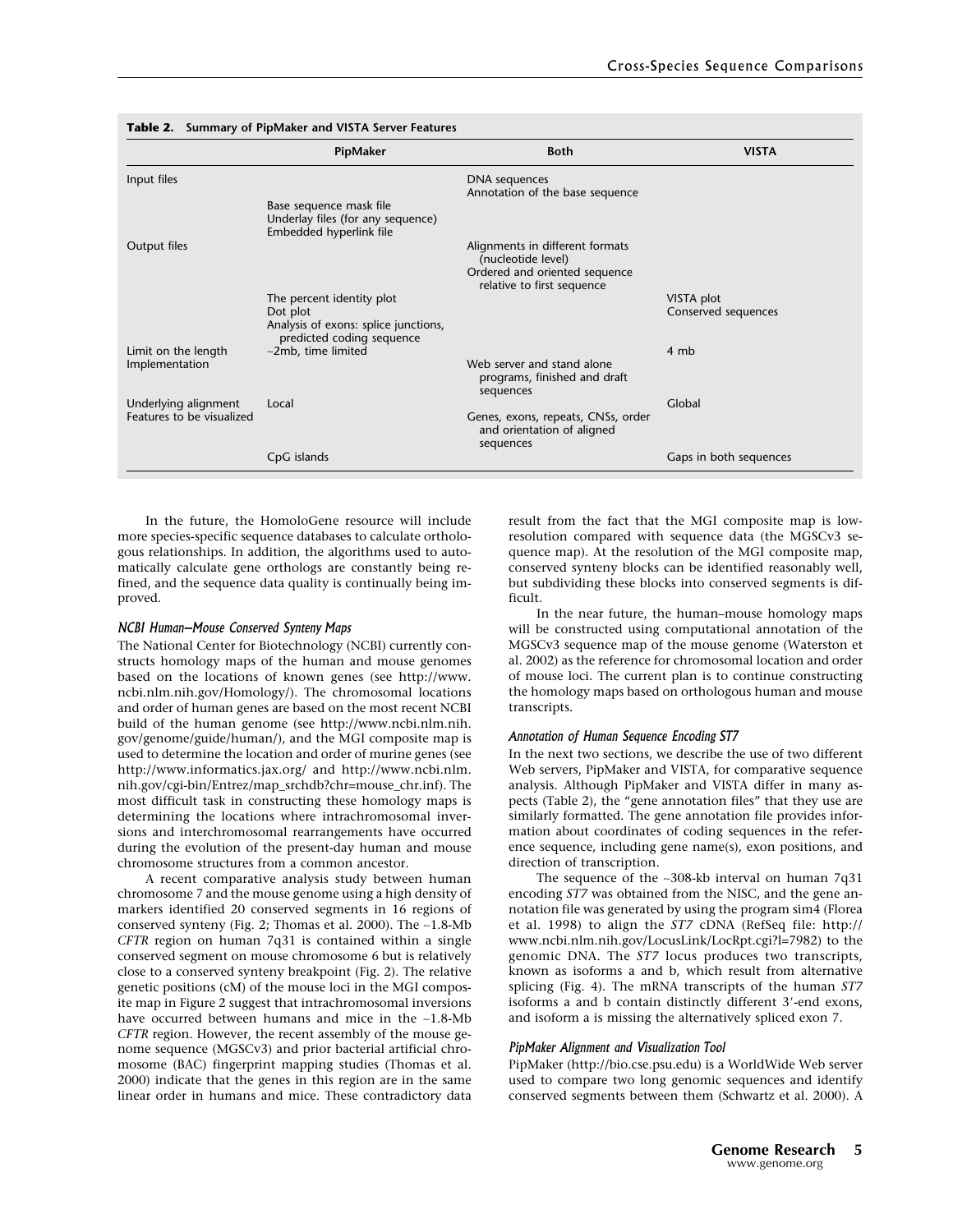**Table 2.** Summary of PipMaker and VISTA Server Features

| | PipMaker | Both | VISTA |
|---|---|---|---|
| Input files | | DNA sequences<br>Annotation of the base sequence | |
| | Base sequence mask file<br>Underlay files (for any sequence)<br>Embedded hyperlink file | | |
| Output files | | Alignments in different formats (nucleotide level)<br>Ordered and oriented sequence relative to first sequence | |
| | The percent identity plot<br>Dot plot<br>Analysis of exons: splice junctions, predicted coding sequence | | VISTA plot<br>Conserved sequences |
| Limit on the length | ~2mb, time limited | | 4 mb |
| Implementation | | Web server and stand alone programs, finished and draft sequences | |
| Underlying alignment | Local | | Global |
| Features to be visualized | | Genes, exons, repeats, CNSs, order and orientation of aligned sequences | |
| | CpG islands | | Gaps in both sequences |

In the future, the HomoloGene resource will include more species-specific sequence databases to calculate orthologous relationships. In addition, the algorithms used to automatically calculate gene orthologs are constantly being refined, and the sequence data quality is continually being improved.

### NCBI Human–Mouse Conserved Synteny Maps

The National Center for Biotechnology (NCBI) currently constructs homology maps of the human and mouse genomes based on the locations of known genes (see http://www.ncbi.nlm.nih.gov/Homology/). The chromosomal locations and order of human genes are based on the most recent NCBI build of the human genome (see http://www.ncbi.nlm.nih.gov/genome/guide/human/), and the MGI composite map is used to determine the location and order of murine genes (see http://www.informatics.jax.org/ and http://www.ncbi.nlm.nih.gov/cgi-bin/Entrez/map_srchdb?chr=mouse_chr.inf). The most difficult task in constructing these homology maps is determining the locations where intrachromosomal inversions and interchromosomal rearrangements have occurred during the evolution of the present-day human and mouse chromosome structures from a common ancestor.

A recent comparative analysis study between human chromosome 7 and the mouse genome using a high density of markers identified 20 conserved segments in 16 regions of conserved synteny (Fig. 2; Thomas et al. 2000). The ~1.8-Mb *CFTR* region on human 7q31 is contained within a single conserved segment on mouse chromosome 6 but is relatively close to a conserved synteny breakpoint (Fig. 2). The relative genetic positions (cM) of the mouse loci in the MGI composite map in Figure 2 suggest that intrachromosomal inversions have occurred between humans and mice in the ~1.8-Mb *CFTR* region. However, the recent assembly of the mouse genome sequence (MGSCv3) and prior bacterial artificial chromosome (BAC) fingerprint mapping studies (Thomas et al. 2000) indicate that the genes in this region are in the same linear order in humans and mice. These contradictory data result from the fact that the MGI composite map is low-resolution compared with sequence data (the MGSCv3 sequence map). At the resolution of the MGI composite map, conserved synteny blocks can be identified reasonably well, but subdividing these blocks into conserved segments is difficult.

In the near future, the human–mouse homology maps will be constructed using computational annotation of the MGSCv3 sequence map of the mouse genome (Waterston et al. 2002) as the reference for chromosomal location and order of mouse loci. The current plan is to continue constructing the homology maps based on orthologous human and mouse transcripts.

### Annotation of Human Sequence Encoding *ST7*

In the next two sections, we describe the use of two different Web servers, PipMaker and VISTA, for comparative sequence analysis. Although PipMaker and VISTA differ in many aspects (Table 2), the "gene annotation files" that they use are similarly formatted. The gene annotation file provides information about coordinates of coding sequences in the reference sequence, including gene name(s), exon positions, and direction of transcription.

The sequence of the ~308-kb interval on human 7q31 encoding *ST7* was obtained from the NISC, and the gene annotation file was generated by using the program sim4 (Florea et al. 1998) to align the *ST7* cDNA (RefSeq file: http://www.ncbi.nlm.nih.gov/LocusLink/LocRpt.cgi?l=7982) to the genomic DNA. The *ST7* locus produces two transcripts, known as isoforms a and b, which result from alternative splicing (Fig. 4). The mRNA transcripts of the human *ST7* isoforms a and b contain distinctly different 3′-end exons, and isoform a is missing the alternatively spliced exon 7.

### PipMaker Alignment and Visualization Tool

PipMaker (http://bio.cse.psu.edu) is a WorldWide Web server used to compare two long genomic sequences and identify conserved segments between them (Schwartz et al. 2000). A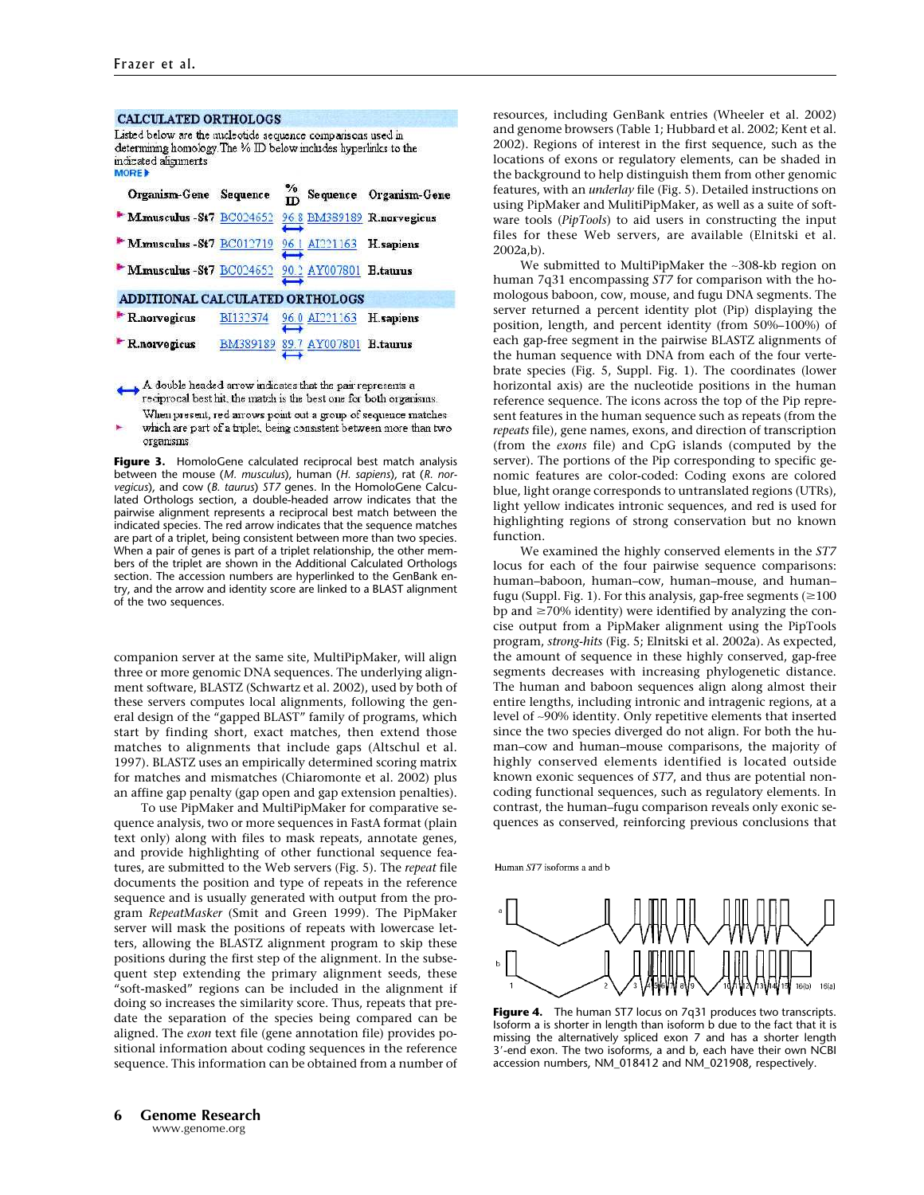**CALCULATED ORTHOLOGS**

Listed below are the nucleotide sequence comparisons used in determining homology. The % ID below includes hyperlinks to the indicated alignments

MORE ▶

| Organism-Gene | Sequence | % ID | Sequence | Organism-Gene |
|---|---|---|---|---|
| M.musculus -St7 | BC024652 | 96.8 | BM389189 | R.norvegicus |
| M.musculus -St7 | BC012719 | 96.1 | AI221163 | H.sapiens |
| M.musculus -St7 | BC024652 | 90.2 | AY007801 | B.taurus |

**ADDITIONAL CALCULATED ORTHOLOGS**

| Organism-Gene | Sequence | % ID | Sequence | Organism-Gene |
|---|---|---|---|---|
| R.norvegicus | BI132374 | 96.0 | AI221163 | H.sapiens |
| R.norvegicus | BM389189 | 89.7 | AY007801 | B.taurus |

A double headed arrow indicates that the pair represents a reciprocal best hit, the match is the best one for both organisms.

When present, red arrows point out a group of sequence matches which are part of a triplet, being consistent between more than two organisms.

**Figure 3.** HomoloGene calculated reciprocal best match analysis between the mouse (*M. musculus*), human (*H. sapiens*), rat (*R. norvegicus*), and cow (*B. taurus*) *ST7* genes. In the HomoloGene Calculated Orthologs section, a double-headed arrow indicates that the pairwise alignment represents a reciprocal best match between the indicated species. The red arrow indicates that the sequence matches are part of a triplet, being consistent between more than two species. When a pair of genes is part of a triplet relationship, the other members of the triplet are shown in the Additional Calculated Orthologs section. The accession numbers are hyperlinked to the GenBank entry, and the arrow and identity score are linked to a BLAST alignment of the two sequences.

companion server at the same site, MultiPipMaker, will align three or more genomic DNA sequences. The underlying alignment software, BLASTZ (Schwartz et al. 2002), used by both of these servers computes local alignments, following the general design of the "gapped BLAST" family of programs, which start by finding short, exact matches, then extend those matches to alignments that include gaps (Altschul et al. 1997). BLASTZ uses an empirically determined scoring matrix for matches and mismatches (Chiaromonte et al. 2002) plus an affine gap penalty (gap open and gap extension penalties).

To use PipMaker and MultiPipMaker for comparative sequence analysis, two or more sequences in FastA format (plain text only) along with files to mask repeats, annotate genes, and provide highlighting of other functional sequence features, are submitted to the Web servers (Fig. 5). The *repeat* file documents the position and type of repeats in the reference sequence and is usually generated with output from the program *RepeatMasker* (Smit and Green 1999). The PipMaker server will mask the positions of repeats with lowercase letters, allowing the BLASTZ alignment program to skip these positions during the first step of the alignment. In the subsequent step extending the primary alignment seeds, these "soft-masked" regions can be included in the alignment if doing so increases the similarity score. Thus, repeats that predate the separation of the species being compared can be aligned. The *exon* text file (gene annotation file) provides positional information about coding sequences in the reference sequence. This information can be obtained from a number of resources, including GenBank entries (Wheeler et al. 2002) and genome browsers (Table 1; Hubbard et al. 2002; Kent et al. 2002). Regions of interest in the first sequence, such as the locations of exons or regulatory elements, can be shaded in the background to help distinguish them from other genomic features, with an *underlay* file (Fig. 5). Detailed instructions on using PipMaker and MulitiPipMaker, as well as a suite of software tools (*PipTools*) to aid users in constructing the input files for these Web servers, are available (Elnitski et al. 2002a,b).

We submitted to MultiPipMaker the ~308-kb region on human 7q31 encompassing *ST7* for comparison with the homologous baboon, cow, mouse, and fugu DNA segments. The server returned a percent identity plot (Pip) displaying the position, length, and percent identity (from 50%–100%) of each gap-free segment in the pairwise BLASTZ alignments of the human sequence with DNA from each of the four vertebrate species (Fig. 5, Suppl. Fig. 1). The coordinates (lower horizontal axis) are the nucleotide positions in the human reference sequence. The icons across the top of the Pip represent features in the human sequence such as repeats (from the *repeats* file), gene names, exons, and direction of transcription (from the *exons* file) and CpG islands (computed by the server). The portions of the Pip corresponding to specific genomic features are color-coded: Coding exons are colored blue, light orange corresponds to untranslated regions (UTRs), light yellow indicates intronic sequences, and red is used for highlighting regions of strong conservation but no known function.

We examined the highly conserved elements in the *ST7* locus for each of the four pairwise sequence comparisons: human–baboon, human–cow, human–mouse, and human–fugu (Suppl. Fig. 1). For this analysis, gap-free segments (≥100 bp and ≥70% identity) were identified by analyzing the concise output from a PipMaker alignment using the PipTools program, *strong-hits* (Fig. 5; Elnitski et al. 2002a). As expected, the amount of sequence in these highly conserved, gap-free segments decreases with increasing phylogenetic distance. The human and baboon sequences align along almost their entire lengths, including intronic and intragenic regions, at a level of ~90% identity. Only repetitive elements that inserted since the two species diverged do not align. For both the human–cow and human–mouse comparisons, the majority of highly conserved elements identified is located outside known exonic sequences of *ST7*, and thus are potential noncoding functional sequences, such as regulatory elements. In contrast, the human–fugu comparison reveals only exonic sequences as conserved, reinforcing previous conclusions that

Human *ST7* isoforms a and b

**Figure 4.** The human ST7 locus on 7q31 produces two transcripts. Isoform a is shorter in length than isoform b due to the fact that it is missing the alternatively spliced exon 7 and has a shorter length 3′-end exon. The two isoforms, a and b, each have their own NCBI accession numbers, NM_018412 and NM_021908, respectively.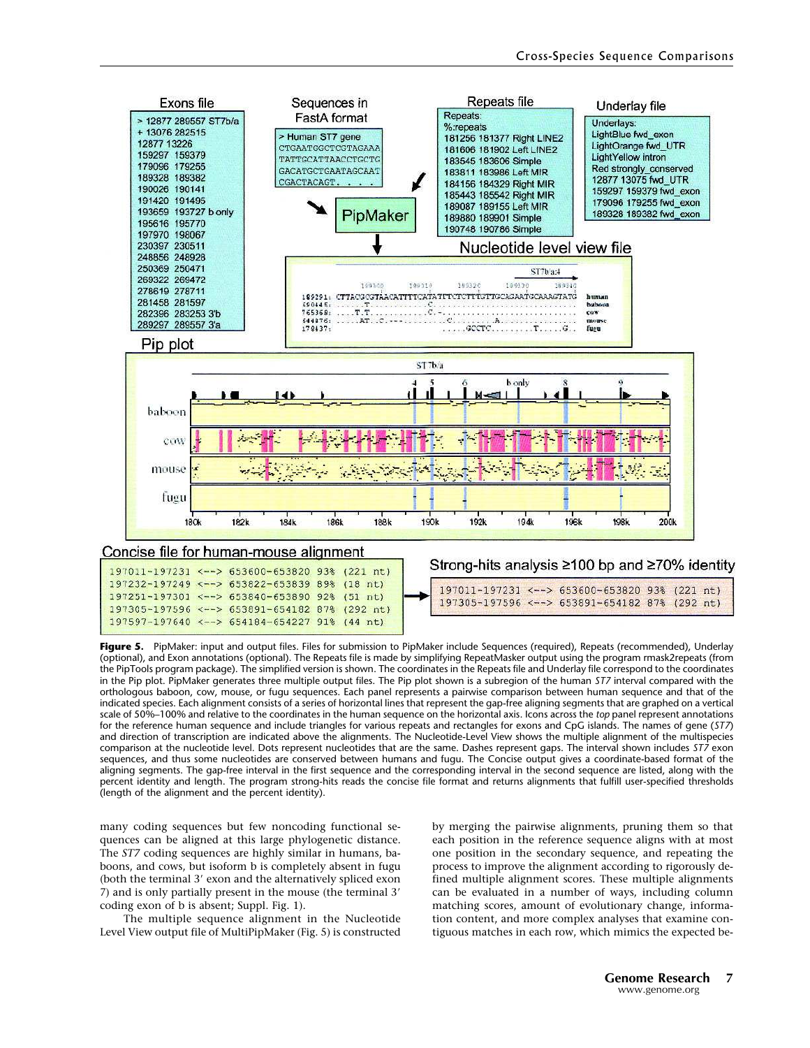**Figure 5.** PipMaker: input and output files. Files for submission to PipMaker include Sequences (required), Repeats (recommended), Underlay (optional), and Exon annotations (optional). The Repeats file is made by simplifying RepeatMasker output using the program rmask2repeats (from the PipTools program package). The simplified version is shown. The coordinates in the Repeats file and Underlay file correspond to the coordinates in the Pip plot. PipMaker generates three multiple output files. The Pip plot shown is a subregion of the human *ST7* interval compared with the orthologous baboon, cow, mouse, or fugu sequences. Each panel represents a pairwise comparison between human sequence and that of the indicated species. Each alignment consists of a series of horizontal lines that represent the gap-free aligning segments that are graphed on a vertical scale of 50%–100% and relative to the coordinates in the human sequence on the horizontal axis. Icons across the *top* panel represent annotations for the reference human sequence and include triangles for various repeats and rectangles for exons and CpG islands. The names of gene (*ST7*) and direction of transcription are indicated above the alignments. The Nucleotide-Level View shows the multiple alignment of the multispecies comparison at the nucleotide level. Dots represent nucleotides that are the same. Dashes represent gaps. The interval shown includes *ST7* exon sequences, and thus some nucleotides are conserved between humans and fugu. The Concise output gives a coordinate-based format of the aligning segments. The gap-free interval in the first sequence and the corresponding interval in the second sequence are listed, along with the percent identity and length. The program strong-hits reads the concise file format and returns alignments that fulfill user-specified thresholds (length of the alignment and the percent identity).

many coding sequences but few noncoding functional sequences can be aligned at this large phylogenetic distance. The *ST7* coding sequences are highly similar in humans, baboons, and cows, but isoform b is completely absent in fugu (both the terminal 3′ exon and the alternatively spliced exon 7) and is only partially present in the mouse (the terminal 3′ coding exon of b is absent; Suppl. Fig. 1).

The multiple sequence alignment in the Nucleotide Level View output file of MultiPipMaker (Fig. 5) is constructed by merging the pairwise alignments, pruning them so that each position in the reference sequence aligns with at most one position in the secondary sequence, and repeating the process to improve the alignment according to rigorously defined multiple alignment scores. These multiple alignments can be evaluated in a number of ways, including column matching scores, amount of evolutionary change, information content, and more complex analyses that examine contiguous matches in each row, which mimics the expected be-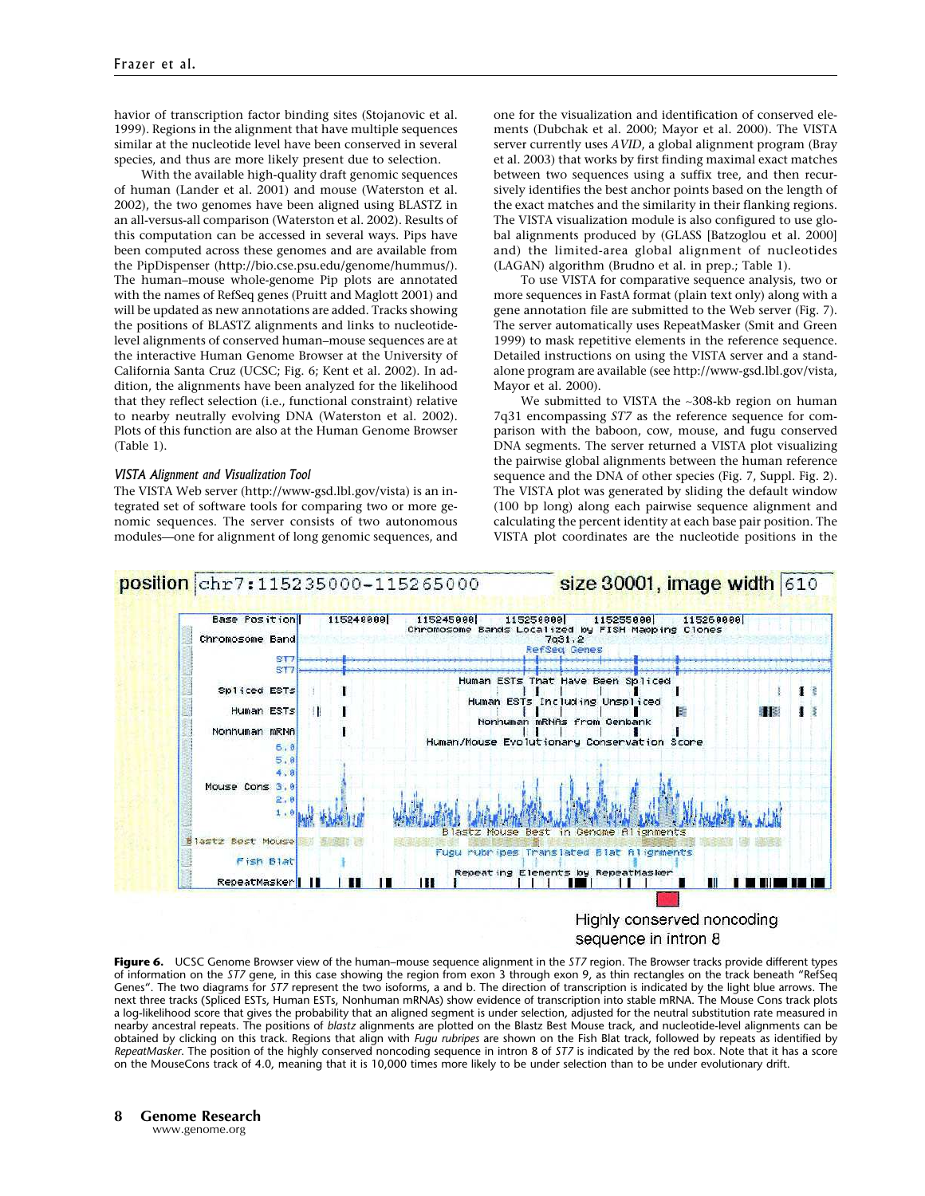havior of transcription factor binding sites (Stojanovic et al. 1999). Regions in the alignment that have multiple sequences similar at the nucleotide level have been conserved in several species, and thus are more likely present due to selection.

With the available high-quality draft genomic sequences of human (Lander et al. 2001) and mouse (Waterston et al. 2002), the two genomes have been aligned using BLASTZ in an all-versus-all comparison (Waterston et al. 2002). Results of this computation can be accessed in several ways. Pips have been computed across these genomes and are available from the PipDispenser (http://bio.cse.psu.edu/genome/hummus/). The human–mouse whole-genome Pip plots are annotated with the names of RefSeq genes (Pruitt and Maglott 2001) and will be updated as new annotations are added. Tracks showing the positions of BLASTZ alignments and links to nucleotide-level alignments of conserved human–mouse sequences are at the interactive Human Genome Browser at the University of California Santa Cruz (UCSC; Fig. 6; Kent et al. 2002). In addition, the alignments have been analyzed for the likelihood that they reflect selection (i.e., functional constraint) relative to nearby neutrally evolving DNA (Waterston et al. 2002). Plots of this function are also at the Human Genome Browser (Table 1).

### *VISTA Alignment and Visualization Tool*

The VISTA Web server (http://www-gsd.lbl.gov/vista) is an integrated set of software tools for comparing two or more genomic sequences. The server consists of two autonomous modules—one for alignment of long genomic sequences, and one for the visualization and identification of conserved elements (Dubchak et al. 2000; Mayor et al. 2000). The VISTA server currently uses *AVID*, a global alignment program (Bray et al. 2003) that works by first finding maximal exact matches between two sequences using a suffix tree, and then recursively identifies the best anchor points based on the length of the exact matches and the similarity in their flanking regions. The VISTA visualization module is also configured to use global alignments produced by (GLASS [Batzoglou et al. 2000] and) the limited-area global alignment of nucleotides (LAGAN) algorithm (Brudno et al. in prep.; Table 1).

To use VISTA for comparative sequence analysis, two or more sequences in FastA format (plain text only) along with a gene annotation file are submitted to the Web server (Fig. 7). The server automatically uses RepeatMasker (Smit and Green 1999) to mask repetitive elements in the reference sequence. Detailed instructions on using the VISTA server and a standalone program are available (see http://www-gsd.lbl.gov/vista, Mayor et al. 2000).

We submitted to VISTA the ~308-kb region on human 7q31 encompassing *ST7* as the reference sequence for comparison with the baboon, cow, mouse, and fugu conserved DNA segments. The server returned a VISTA plot visualizing the pairwise global alignments between the human reference sequence and the DNA of other species (Fig. 7, Suppl. Fig. 2). The VISTA plot was generated by sliding the default window (100 bp long) along each pairwise sequence alignment and calculating the percent identity at each base pair position. The VISTA plot coordinates are the nucleotide positions in the

**Figure 6.** UCSC Genome Browser view of the human–mouse sequence alignment in the *ST7* region. The Browser tracks provide different types of information on the *ST7* gene, in this case showing the region from exon 3 through exon 9, as thin rectangles on the track beneath "RefSeq Genes". The two diagrams for *ST7* represent the two isoforms, a and b. The direction of transcription is indicated by the light blue arrows. The next three tracks (Spliced ESTs, Human ESTs, Nonhuman mRNAs) show evidence of transcription into stable mRNA. The Mouse Cons track plots a log-likelihood score that gives the probability that an aligned segment is under selection, adjusted for the neutral substitution rate measured in nearby ancestral repeats. The positions of *blastz* alignments are plotted on the Blastz Best Mouse track, and nucleotide-level alignments can be obtained by clicking on this track. Regions that align with *Fugu rubripes* are shown on the Fish Blat track, followed by repeats as identified by *RepeatMasker*. The position of the highly conserved noncoding segment in intron 8 of *ST7* is indicated by the red box. Note that it has a score on the MouseCons track of 4.0, meaning that it is 10,000 times more likely to be under selection than to be under evolutionary drift.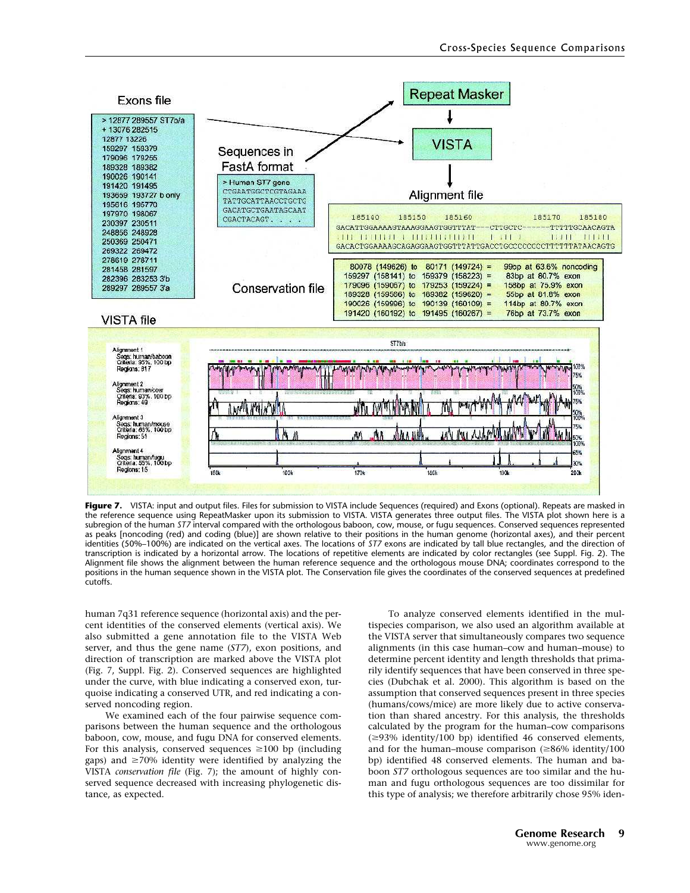**Figure 7.** VISTA: input and output files. Files for submission to VISTA include Sequences (required) and Exons (optional). Repeats are masked in the reference sequence using RepeatMasker upon its submission to VISTA. VISTA generates three output files. The VISTA plot shown here is a subregion of the human *ST7* interval compared with the orthologous baboon, cow, mouse, or fugu sequences. Conserved sequences represented as peaks [noncoding (red) and coding (blue)] are shown relative to their positions in the human genome (horizontal axes), and their percent identities (50%–100%) are indicated on the vertical axes. The locations of *ST7* exons are indicated by tall blue rectangles, and the direction of transcription is indicated by a horizontal arrow. The locations of repetitive elements are indicated by color rectangles (see Suppl. Fig. 2). The Alignment file shows the alignment between the human reference sequence and the orthologous mouse DNA; coordinates correspond to the positions in the human sequence shown in the VISTA plot. The Conservation file gives the coordinates of the conserved sequences at predefined cutoffs.

human 7q31 reference sequence (horizontal axis) and the percent identities of the conserved elements (vertical axis). We also submitted a gene annotation file to the VISTA Web server, and thus the gene name (*ST7*), exon positions, and direction of transcription are marked above the VISTA plot (Fig. 7, Suppl. Fig. 2). Conserved sequences are highlighted under the curve, with blue indicating a conserved exon, turquoise indicating a conserved UTR, and red indicating a conserved noncoding region.

We examined each of the four pairwise sequence comparisons between the human sequence and the orthologous baboon, cow, mouse, and fugu DNA for conserved elements. For this analysis, conserved sequences ≥100 bp (including gaps) and ≥70% identity were identified by analyzing the VISTA *conservation file* (Fig. 7); the amount of highly conserved sequence decreased with increasing phylogenetic distance, as expected.

To analyze conserved elements identified in the multispecies comparison, we also used an algorithm available at the VISTA server that simultaneously compares two sequence alignments (in this case human–cow and human–mouse) to determine percent identity and length thresholds that primarily identify sequences that have been conserved in three species (Dubchak et al. 2000). This algorithm is based on the assumption that conserved sequences present in three species (humans/cows/mice) are more likely due to active conservation than shared ancestry. For this analysis, the thresholds calculated by the program for the human–cow comparisons (≥93% identity/100 bp) identified 46 conserved elements, and for the human–mouse comparison (≥86% identity/100 bp) identified 48 conserved elements. The human and baboon *ST7* orthologous sequences are too similar and the human and fugu orthologous sequences are too dissimilar for this type of analysis; we therefore arbitrarily chose 95% iden-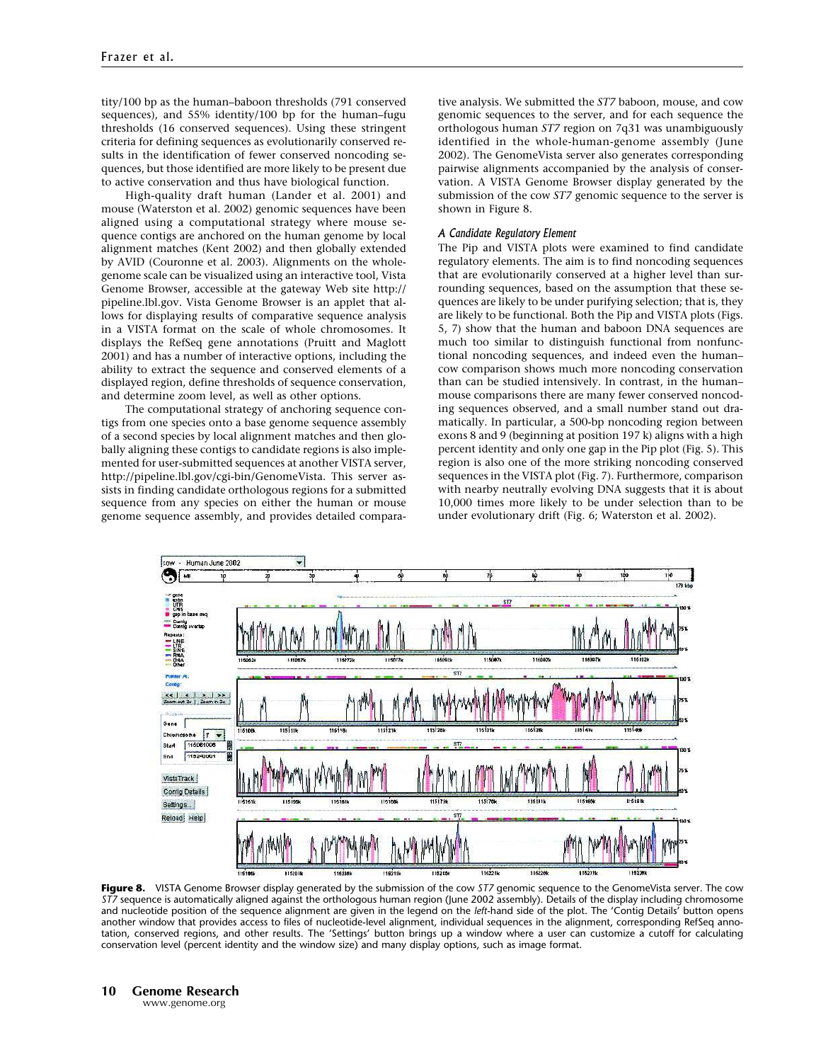tity/100 bp as the human–baboon thresholds (791 conserved sequences), and 55% identity/100 bp for the human–fugu thresholds (16 conserved sequences). Using these stringent criteria for defining sequences as evolutionarily conserved results in the identification of fewer conserved noncoding sequences, but those identified are more likely to be present due to active conservation and thus have biological function.

High-quality draft human (Lander et al. 2001) and mouse (Waterston et al. 2002) genomic sequences have been aligned using a computational strategy where mouse sequence contigs are anchored on the human genome by local alignment matches (Kent 2002) and then globally extended by AVID (Couronne et al. 2003). Alignments on the whole-genome scale can be visualized using an interactive tool, Vista Genome Browser, accessible at the gateway Web site http://pipeline.lbl.gov. Vista Genome Browser is an applet that allows for displaying results of comparative sequence analysis in a VISTA format on the scale of whole chromosomes. It displays the RefSeq gene annotations (Pruitt and Maglott 2001) and has a number of interactive options, including the ability to extract the sequence and conserved elements of a displayed region, define thresholds of sequence conservation, and determine zoom level, as well as other options.

The computational strategy of anchoring sequence contigs from one species onto a base genome sequence assembly of a second species by local alignment matches and then globally aligning these contigs to candidate regions is also implemented for user-submitted sequences at another VISTA server, http://pipeline.lbl.gov/cgi-bin/GenomeVista. This server assists in finding candidate orthologous regions for a submitted sequence from any species on either the human or mouse genome sequence assembly, and provides detailed comparative analysis. We submitted the *ST7* baboon, mouse, and cow genomic sequences to the server, and for each sequence the orthologous human *ST7* region on 7q31 was unambiguously identified in the whole-human-genome assembly (June 2002). The GenomeVista server also generates corresponding pairwise alignments accompanied by the analysis of conservation. A VISTA Genome Browser display generated by the submission of the cow *ST7* genomic sequence to the server is shown in Figure 8.

### *A Candidate Regulatory Element*

The Pip and VISTA plots were examined to find candidate regulatory elements. The aim is to find noncoding sequences that are evolutionarily conserved at a higher level than surrounding sequences, based on the assumption that these sequences are likely to be under purifying selection; that is, they are likely to be functional. Both the Pip and VISTA plots (Figs. 5, 7) show that the human and baboon DNA sequences are much too similar to distinguish functional from nonfunctional noncoding sequences, and indeed even the human–cow comparison shows much more noncoding conservation than can be studied intensively. In contrast, in the human–mouse comparisons there are many fewer conserved noncoding sequences observed, and a small number stand out dramatically. In particular, a 500-bp noncoding region between exons 8 and 9 (beginning at position 197 k) aligns with a high percent identity and only one gap in the Pip plot (Fig. 5). This region is also one of the more striking noncoding conserved sequences in the VISTA plot (Fig. 7). Furthermore, comparison with nearby neutrally evolving DNA suggests that it is about 10,000 times more likely to be under selection than to be under evolutionary drift (Fig. 6; Waterston et al. 2002).

**Figure 8.** VISTA Genome Browser display generated by the submission of the cow *ST7* genomic sequence to the GenomeVista server. The cow *ST7* sequence is automatically aligned against the orthologous human region (June 2002 assembly). Details of the display including chromosome and nucleotide position of the sequence alignment are given in the legend on the *left*-hand side of the plot. The 'Contig Details' button opens another window that provides access to files of nucleotide-level alignment, individual sequences in the alignment, corresponding RefSeq annotation, conserved regions, and other results. The 'Settings' button brings up a window where a user can customize a cutoff for calculating conservation level (percent identity and the window size) and many display options, such as image format.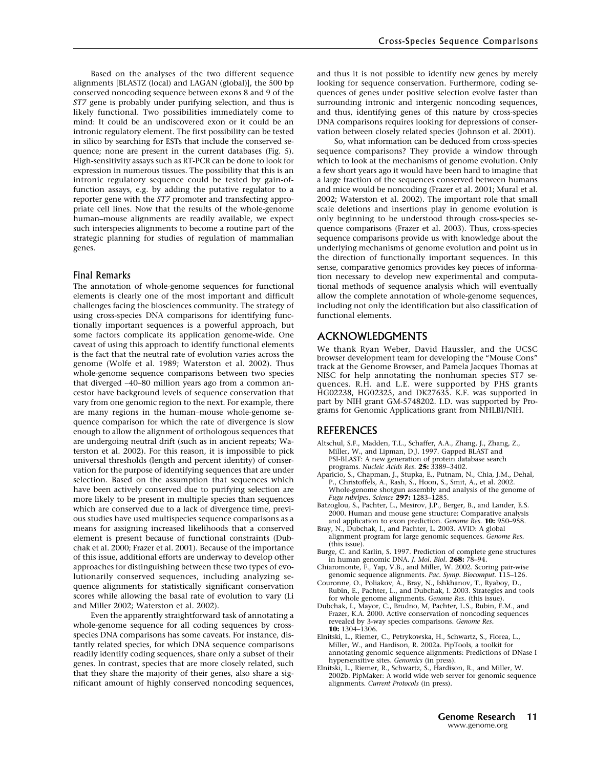Based on the analyses of the two different sequence alignments [BLASTZ (local) and LAGAN (global)], the 500 bp conserved noncoding sequence between exons 8 and 9 of the *ST7* gene is probably under purifying selection, and thus is likely functional. Two possibilities immediately come to mind: It could be an undiscovered exon or it could be an intronic regulatory element. The first possibility can be tested in silico by searching for ESTs that include the conserved sequence; none are present in the current databases (Fig. 5). High-sensitivity assays such as RT-PCR can be done to look for expression in numerous tissues. The possibility that this is an intronic regulatory sequence could be tested by gain-of-function assays, e.g. by adding the putative regulator to a reporter gene with the *ST7* promoter and transfecting appropriate cell lines. Now that the results of the whole-genome human–mouse alignments are readily available, we expect such interspecies alignments to become a routine part of the strategic planning for studies of regulation of mammalian genes.

### Final Remarks

The annotation of whole-genome sequences for functional elements is clearly one of the most important and difficult challenges facing the biosciences community. The strategy of using cross-species DNA comparisons for identifying functionally important sequences is a powerful approach, but some factors complicate its application genome-wide. One caveat of using this approach to identify functional elements is the fact that the neutral rate of evolution varies across the genome (Wolfe et al. 1989; Waterston et al. 2002). Thus whole-genome sequence comparisons between two species that diverged ~40–80 million years ago from a common ancestor have background levels of sequence conservation that vary from one genomic region to the next. For example, there are many regions in the human–mouse whole-genome sequence comparison for which the rate of divergence is slow enough to allow the alignment of orthologous sequences that are undergoing neutral drift (such as in ancient repeats; Waterston et al. 2002). For this reason, it is impossible to pick universal thresholds (length and percent identity) of conservation for the purpose of identifying sequences that are under selection. Based on the assumption that sequences which have been actively conserved due to purifying selection are more likely to be present in multiple species than sequences which are conserved due to a lack of divergence time, previous studies have used multispecies sequence comparisons as a means for assigning increased likelihoods that a conserved element is present because of functional constraints (Dubchak et al. 2000; Frazer et al. 2001). Because of the importance of this issue, additional efforts are underway to develop other approaches for distinguishing between these two types of evolutionarily conserved sequences, including analyzing sequence alignments for statistically significant conservation scores while allowing the basal rate of evolution to vary (Li and Miller 2002; Waterston et al. 2002).

Even the apparently straightforward task of annotating a whole-genome sequence for all coding sequences by cross-species DNA comparisons has some caveats. For instance, distantly related species, for which DNA sequence comparisons readily identify coding sequences, share only a subset of their genes. In contrast, species that are more closely related, such that they share the majority of their genes, also share a significant amount of highly conserved noncoding sequences, and thus it is not possible to identify new genes by merely looking for sequence conservation. Furthermore, coding sequences of genes under positive selection evolve faster than surrounding intronic and intergenic noncoding sequences, and thus, identifying genes of this nature by cross-species DNA comparisons requires looking for depressions of conservation between closely related species (Johnson et al. 2001).

So, what information can be deduced from cross-species sequence comparisons? They provide a window through which to look at the mechanisms of genome evolution. Only a few short years ago it would have been hard to imagine that a large fraction of the sequences conserved between humans and mice would be noncoding (Frazer et al. 2001; Mural et al. 2002; Waterston et al. 2002). The important role that small scale deletions and insertions play in genome evolution is only beginning to be understood through cross-species sequence comparisons (Frazer et al. 2003). Thus, cross-species sequence comparisons provide us with knowledge about the underlying mechanisms of genome evolution and point us in the direction of functionally important sequences. In this sense, comparative genomics provides key pieces of information necessary to develop new experimental and computational methods of sequence analysis which will eventually allow the complete annotation of whole-genome sequences, including not only the identification but also classification of functional elements.

## ACKNOWLEDGMENTS

We thank Ryan Weber, David Haussler, and the UCSC browser development team for developing the "Mouse Cons" track at the Genome Browser, and Pamela Jacques Thomas at NISC for help annotating the nonhuman species ST7 sequences. R.H. and L.E. were supported by PHS grants HG02238, HG02325, and DK27635. K.F. was supported in part by NIH grant GM-5748202. I.D. was supported by Programs for Genomic Applications grant from NHLBI/NIH.

## REFERENCES

Altschul, S.F., Madden, T.L., Schaffer, A.A., Zhang, J., Zhang, Z., Miller, W., and Lipman, D.J. 1997. Gapped BLAST and PSI-BLAST: A new generation of protein database search programs. *Nucleic Acids Res.* **25:** 3389–3402.

Aparicio, S., Chapman, J., Stupka, E., Putnam, N., Chia, J.M., Dehal, P., Christoffels, A., Rash, S., Hoon, S., Smit, A., et al. 2002. Whole-genome shotgun assembly and analysis of the genome of *Fugu rubripes*. *Science* **297:** 1283–1285.

Batzoglou, S., Pachter, L., Mesirov, J.P., Berger, B., and Lander, E.S. 2000. Human and mouse gene structure: Comparative analysis and application to exon prediction. *Genome Res.* **10:** 950–958.

Bray, N., Dubchak, I., and Pachter, L. 2003. AVID: A global alignment program for large genomic sequences. *Genome Res.* (this issue).

Burge, C. and Karlin, S. 1997. Prediction of complete gene structures in human genomic DNA. *J. Mol. Biol.* **268:** 78–94.

Chiaromonte, F., Yap, V.B., and Miller, W. 2002. Scoring pair-wise genomic sequence alignments. *Pac. Symp. Biocomput.* 115–126.

Couronne, O., Poliakov, A., Bray, N., Ishkhanov, T., Ryaboy, D., Rubin, E., Pachter, L., and Dubchak, I. 2003. Strategies and tools for whole genome alignments. *Genome Res.* (this issue).

Dubchak, I., Mayor, C., Brudno, M, Pachter, L.S., Rubin, E.M., and Frazer, K.A. 2000. Active conservation of noncoding sequences revealed by 3-way species comparisons. *Genome Res.* **10:** 1304–1306.

Elnitski, L., Riemer, C., Petrykowska, H., Schwartz, S., Florea, L., Miller, W., and Hardison, R. 2002a. PipTools, a toolkit for annotating genomic sequence alignments: Predictions of DNase I hypersensitive sites. *Genomics* (in press).

Elnitski, L., Riemer, R., Schwartz, S., Hardison, R., and Miller, W. 2002b. PipMaker: A world wide web server for genomic sequence alignments. *Current Protocols* (in press).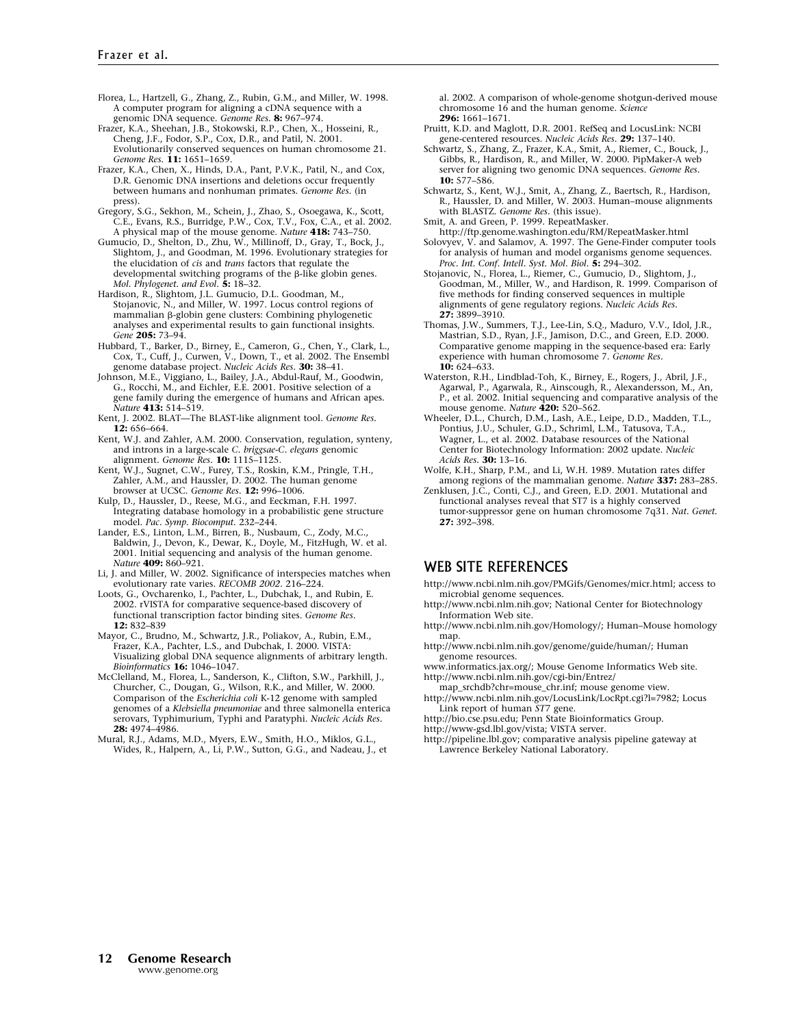Florea, L., Hartzell, G., Zhang, Z., Rubin, G.M., and Miller, W. 1998. A computer program for aligning a cDNA sequence with a genomic DNA sequence. *Genome Res.* **8:** 967–974.

Frazer, K.A., Sheehan, J.B., Stokowski, R.P., Chen, X., Hosseini, R., Cheng, J.F., Fodor, S.P., Cox, D.R., and Patil, N. 2001. Evolutionarily conserved sequences on human chromosome 21. *Genome Res.* **11:** 1651–1659.

Frazer, K.A., Chen, X., Hinds, D.A., Pant, P.V.K., Patil, N., and Cox, D.R. Genomic DNA insertions and deletions occur frequently between humans and nonhuman primates. *Genome Res.* (in press).

Gregory, S.G., Sekhon, M., Schein, J., Zhao, S., Osoegawa, K., Scott, C.E., Evans, R.S., Burridge, P.W., Cox, T.V., Fox, C.A., et al. 2002. A physical map of the mouse genome. *Nature* **418:** 743–750.

Gumucio, D., Shelton, D., Zhu, W., Millinoff, D., Gray, T., Bock, J., Slightom, J., and Goodman, M. 1996. Evolutionary strategies for the elucidation of *cis* and *trans* factors that regulate the developmental switching programs of the β-like globin genes. *Mol. Phylogenet. and Evol.* **5:** 18–32.

Hardison, R., Slightom, J.L. Gumucio, D.L. Goodman, M., Stojanovic, N., and Miller, W. 1997. Locus control regions of mammalian β-globin gene clusters: Combining phylogenetic analyses and experimental results to gain functional insights. *Gene* **205:** 73–94.

Hubbard, T., Barker, D., Birney, E., Cameron, G., Chen, Y., Clark, L., Cox, T., Cuff, J., Curwen, V., Down, T., et al. 2002. The Ensembl genome database project. *Nucleic Acids Res.* **30:** 38–41.

Johnson, M.E., Viggiano, L., Bailey, J.A., Abdul-Rauf, M., Goodwin, G., Rocchi, M., and Eichler, E.E. 2001. Positive selection of a gene family during the emergence of humans and African apes. *Nature* **413:** 514–519.

Kent, J. 2002. BLAT—The BLAST-like alignment tool. *Genome Res.* **12:** 656–664.

Kent, W.J. and Zahler, A.M. 2000. Conservation, regulation, synteny, and introns in a large-scale *C. briggsae-C. elegans* genomic alignment. *Genome Res.* **10:** 1115–1125.

Kent, W.J., Sugnet, C.W., Furey, T.S., Roskin, K.M., Pringle, T.H., Zahler, A.M., and Haussler, D. 2002. The human genome browser at UCSC. *Genome Res.* **12:** 996–1006.

Kulp, D., Haussler, D., Reese, M.G., and Eeckman, F.H. 1997. Integrating database homology in a probabilistic gene structure model. *Pac. Symp. Biocomput.* 232–244.

Lander, E.S., Linton, L.M., Birren, B., Nusbaum, C., Zody, M.C., Baldwin, J., Devon, K., Dewar, K., Doyle, M., FitzHugh, W. et al. 2001. Initial sequencing and analysis of the human genome. *Nature* **409:** 860–921.

Li, J. and Miller, W. 2002. Significance of interspecies matches when evolutionary rate varies. *RECOMB 2002.* 216–224.

Loots, G., Ovcharenko, I., Pachter, L., Dubchak, I., and Rubin, E. 2002. rVISTA for comparative sequence-based discovery of functional transcription factor binding sites. *Genome Res.* **12:** 832–839

Mayor, C., Brudno, M., Schwartz, J.R., Poliakov, A., Rubin, E.M., Frazer, K.A., Pachter, L.S., and Dubchak, I. 2000. VISTA: Visualizing global DNA sequence alignments of arbitrary length. *Bioinformatics* **16:** 1046–1047.

McClelland, M., Florea, L., Sanderson, K., Clifton, S.W., Parkhill, J., Churcher, C., Dougan, G., Wilson, R.K., and Miller, W. 2000. Comparison of the *Escherichia coli* K-12 genome with sampled genomes of a *Klebsiella pneumoniae* and three salmonella enterica serovars, Typhimurium, Typhi and Paratyphi. *Nucleic Acids Res.* **28:** 4974–4986.

Mural, R.J., Adams, M.D., Myers, E.W., Smith, H.O., Miklos, G.L., Wides, R., Halpern, A., Li, P.W., Sutton, G.G., and Nadeau, J., et al. 2002. A comparison of whole-genome shotgun-derived mouse chromosome 16 and the human genome. *Science* **296:** 1661–1671.

Pruitt, K.D. and Maglott, D.R. 2001. RefSeq and LocusLink: NCBI gene-centered resources. *Nucleic Acids Res.* **29:** 137–140.

Schwartz, S., Zhang, Z., Frazer, K.A., Smit, A., Riemer, C., Bouck, J., Gibbs, R., Hardison, R., and Miller, W. 2000. PipMaker-A web server for aligning two genomic DNA sequences. *Genome Res.* **10:** 577–586.

Schwartz, S., Kent, W.J., Smit, A., Zhang, Z., Baertsch, R., Hardison, R., Haussler, D. and Miller, W. 2003. Human–mouse alignments with BLASTZ. *Genome Res.* (this issue).

Smit, A. and Green, P. 1999. RepeatMasker. http://ftp.genome.washington.edu/RM/RepeatMasker.html

Solovyev, V. and Salamov, A. 1997. The Gene-Finder computer tools for analysis of human and model organisms genome sequences. *Proc. Int. Conf. Intell. Syst. Mol. Biol.* **5:** 294–302.

Stojanovic, N., Florea, L., Riemer, C., Gumucio, D., Slightom, J., Goodman, M., Miller, W., and Hardison, R. 1999. Comparison of five methods for finding conserved sequences in multiple alignments of gene regulatory regions. *Nucleic Acids Res.* **27:** 3899–3910.

Thomas, J.W., Summers, T.J., Lee-Lin, S.Q., Maduro, V.V., Idol, J.R., Mastrian, S.D., Ryan, J.F., Jamison, D.C., and Green, E.D. 2000. Comparative genome mapping in the sequence-based era: Early experience with human chromosome 7. *Genome Res.* **10:** 624–633.

Waterston, R.H., Lindblad-Toh, K., Birney, E., Rogers, J., Abril, J.F., Agarwal, P., Agarwala, R., Ainscough, R., Alexandersson, M., An, P., et al. 2002. Initial sequencing and comparative analysis of the mouse genome. *Nature* **420:** 520–562.

Wheeler, D.L., Church, D.M., Lash, A.E., Leipe, D.D., Madden, T.L., Pontius, J.U., Schuler, G.D., Schriml, L.M., Tatusova, T.A., Wagner, L., et al. 2002. Database resources of the National Center for Biotechnology Information: 2002 update. *Nucleic Acids Res.* **30:** 13–16.

Wolfe, K.H., Sharp, P.M., and Li, W.H. 1989. Mutation rates differ among regions of the mammalian genome. *Nature* **337:** 283–285.

Zenklusen, J.C., Conti, C.J., and Green, E.D. 2001. Mutational and functional analyses reveal that ST7 is a highly conserved tumor-suppressor gene on human chromosome 7q31. *Nat. Genet.* **27:** 392–398.

## WEB SITE REFERENCES

http://www.ncbi.nlm.nih.gov/PMGifs/Genomes/micr.html; access to microbial genome sequences.

http://www.ncbi.nlm.nih.gov; National Center for Biotechnology Information Web site.

http://www.ncbi.nlm.nih.gov/Homology/; Human–Mouse homology map.

http://www.ncbi.nlm.nih.gov/genome/guide/human/; Human genome resources.

www.informatics.jax.org/; Mouse Genome Informatics Web site.

http://www.ncbi.nlm.nih.gov/cgi-bin/Entrez/map_srchdb?chr=mouse_chr.inf; mouse genome view.

http://www.ncbi.nlm.nih.gov/LocusLink/LocRpt.cgi?l=7982; Locus Link report of human *ST7* gene.

http://bio.cse.psu.edu; Penn State Bioinformatics Group.

http://www-gsd.lbl.gov/vista; VISTA server.

http://pipeline.lbl.gov; comparative analysis pipeline gateway at Lawrence Berkeley National Laboratory.